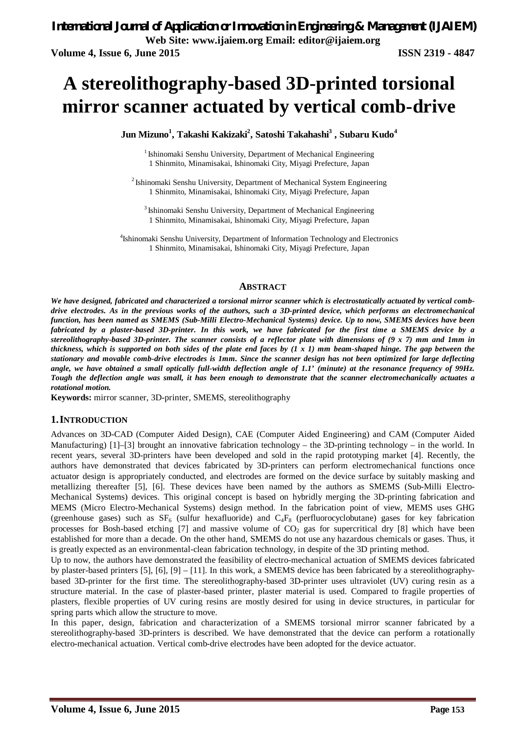# A stereolithography-based 3D-printed torsional mirror scanner actuated by vertical comb-drive

**Jun Mizuno[1], Takashi Kakizaki[2], Satoshi Takahashi[3] , Subaru Kudo[4]**

[1] Ishinomaki Senshu University, Department of Mechanical Engineering
1 Shinmito, Minamisakai, Ishinomaki City, Miyagi Prefecture, Japan

[2] Ishinomaki Senshu University, Department of Mechanical System Engineering
1 Shinmito, Minamisakai, Ishinomaki City, Miyagi Prefecture, Japan

[3] Ishinomaki Senshu University, Department of Mechanical Engineering
1 Shinmito, Minamisakai, Ishinomaki City, Miyagi Prefecture, Japan

[4] Ishinomaki Senshu University, Department of Information Technology and Electronics
1 Shinmito, Minamisakai, Ishinomaki City, Miyagi Prefecture, Japan

## ABSTRACT

***We have designed, fabricated and characterized a torsional mirror scanner which is electrostatically actuated by vertical comb-drive electrodes. As in the previous works of the authors, such a 3D-printed device, which performs an electromechanical function, has been named as SMEMS (Sub-Milli Electro-Mechanical Systems) device. Up to now, SMEMS devices have been fabricated by a plaster-based 3D-printer. In this work, we have fabricated for the first time a SMEMS device by a stereolithography-based 3D-printer. The scanner consists of a reflector plate with dimensions of (9 x 7) mm and 1mm in thickness, which is supported on both sides of the plate end faces by (1 x 1) mm beam-shaped hinge. The gap between the stationary and movable comb-drive electrodes is 1mm. Since the scanner design has not been optimized for large deflecting angle, we have obtained a small optically full-width deflection angle of 1.1' (minute) at the resonance frequency of 99Hz. Tough the deflection angle was small, it has been enough to demonstrate that the scanner electromechanically actuates a rotational motion.***

**Keywords:** mirror scanner, 3D-printer, SMEMS, stereolithography

## 1. INTRODUCTION

Advances on 3D-CAD (Computer Aided Design), CAE (Computer Aided Engineering) and CAM (Computer Aided Manufacturing) [1]–[3] brought an innovative fabrication technology – the 3D-printing technology – in the world. In recent years, several 3D-printers have been developed and sold in the rapid prototyping market [4]. Recently, the authors have demonstrated that devices fabricated by 3D-printers can perform electromechanical functions once actuator design is appropriately conducted, and electrodes are formed on the device surface by suitably masking and metallizing thereafter [5], [6]. These devices have been named by the authors as SMEMS (Sub-Milli Electro-Mechanical Systems) devices. This original concept is based on hybridly merging the 3D-printing fabrication and MEMS (Micro Electro-Mechanical Systems) design method. In the fabrication point of view, MEMS uses GHG (greenhouse gases) such as $SF_6$ (sulfur hexafluoride) and $C_4F_8$ (perfluorocyclobutane) gases for key fabrication processes for Bosh-based etching [7] and massive volume of $CO_2$ gas for supercritical dry [8] which have been established for more than a decade. On the other hand, SMEMS do not use any hazardous chemicals or gases. Thus, it is greatly expected as an environmental-clean fabrication technology, in despite of the 3D printing method.

Up to now, the authors have demonstrated the feasibility of electro-mechanical actuation of SMEMS devices fabricated by plaster-based printers [5], [6], [9] – [11]. In this work, a SMEMS device has been fabricated by a stereolithography-based 3D-printer for the first time. The stereolithography-based 3D-printer uses ultraviolet (UV) curing resin as a structure material. In the case of plaster-based printer, plaster material is used. Compared to fragile properties of plasters, flexible properties of UV curing resins are mostly desired for using in device structures, in particular for spring parts which allow the structure to move.

In this paper, design, fabrication and characterization of a SMEMS torsional mirror scanner fabricated by a stereolithography-based 3D-printers is described. We have demonstrated that the device can perform a rotationally electro-mechanical actuation. Vertical comb-drive electrodes have been adopted for the device actuator.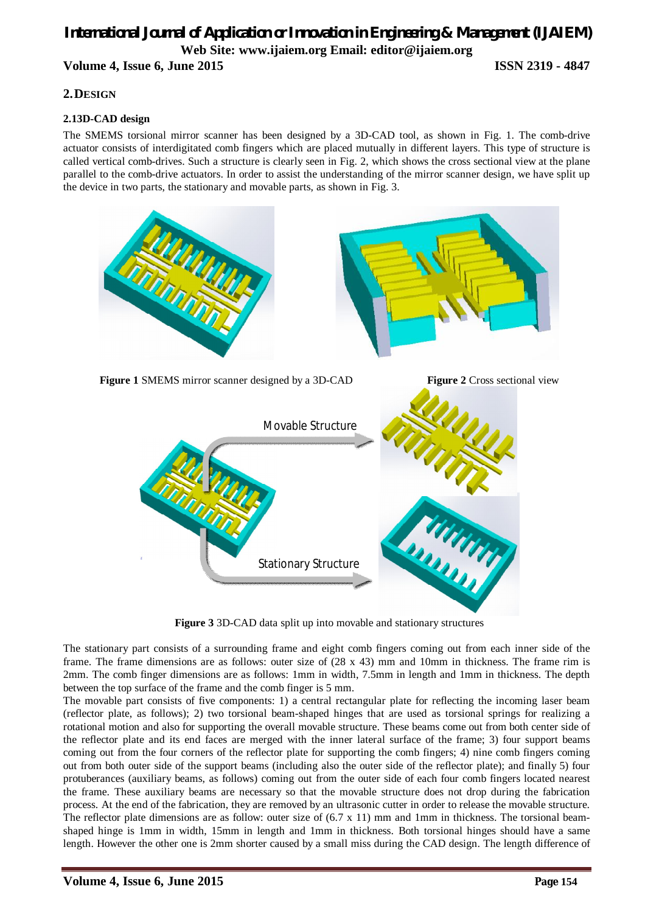## 2. DESIGN

### 2.1 3D-CAD design

The SMEMS torsional mirror scanner has been designed by a 3D-CAD tool, as shown in Fig. 1. The comb-drive actuator consists of interdigitated comb fingers which are placed mutually in different layers. This type of structure is called vertical comb-drives. Such a structure is clearly seen in Fig. 2, which shows the cross sectional view at the plane parallel to the comb-drive actuators. In order to assist the understanding of the mirror scanner design, we have split up the device in two parts, the stationary and movable parts, as shown in Fig. 3.

**Figure 1** SMEMS mirror scanner designed by a 3D-CAD

**Figure 2** Cross sectional view

**Figure 3** 3D-CAD data split up into movable and stationary structures

The stationary part consists of a surrounding frame and eight comb fingers coming out from each inner side of the frame. The frame dimensions are as follows: outer size of (28 x 43) mm and 10mm in thickness. The frame rim is 2mm. The comb finger dimensions are as follows: 1mm in width, 7.5mm in length and 1mm in thickness. The depth between the top surface of the frame and the comb finger is 5 mm.

The movable part consists of five components: 1) a central rectangular plate for reflecting the incoming laser beam (reflector plate, as follows); 2) two torsional beam-shaped hinges that are used as torsional springs for realizing a rotational motion and also for supporting the overall movable structure. These beams come out from both center side of the reflector plate and its end faces are merged with the inner lateral surface of the frame; 3) four support beams coming out from the four corners of the reflector plate for supporting the comb fingers; 4) nine comb fingers coming out from both outer side of the support beams (including also the outer side of the reflector plate); and finally 5) four protuberances (auxiliary beams, as follows) coming out from the outer side of each four comb fingers located nearest the frame. These auxiliary beams are necessary so that the movable structure does not drop during the fabrication process. At the end of the fabrication, they are removed by an ultrasonic cutter in order to release the movable structure. The reflector plate dimensions are as follow: outer size of (6.7 x 11) mm and 1mm in thickness. The torsional beam-shaped hinge is 1mm in width, 15mm in length and 1mm in thickness. Both torsional hinges should have a same length. However the other one is 2mm shorter caused by a small miss during the CAD design. The length difference of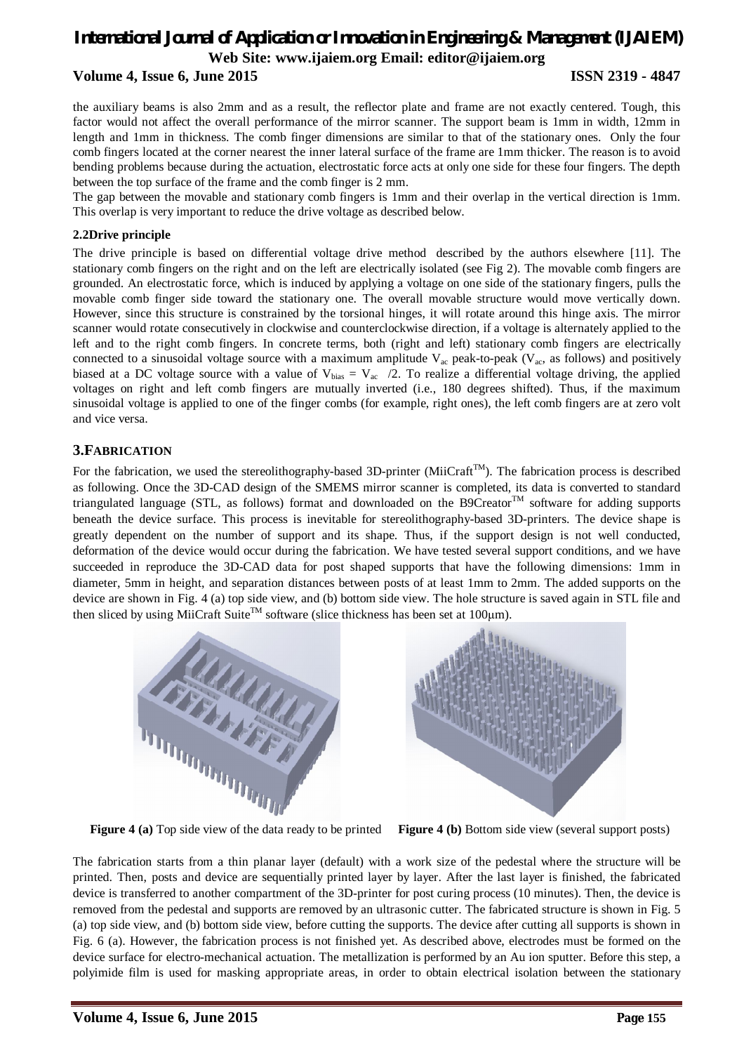the auxiliary beams is also 2mm and as a result, the reflector plate and frame are not exactly centered. Tough, this factor would not affect the overall performance of the mirror scanner. The support beam is 1mm in width, 12mm in length and 1mm in thickness. The comb finger dimensions are similar to that of the stationary ones. Only the four comb fingers located at the corner nearest the inner lateral surface of the frame are 1mm thicker. The reason is to avoid bending problems because during the actuation, electrostatic force acts at only one side for these four fingers. The depth between the top surface of the frame and the comb finger is 2 mm.

The gap between the movable and stationary comb fingers is 1mm and their overlap in the vertical direction is 1mm. This overlap is very important to reduce the drive voltage as described below.

### 2.2Drive principle

The drive principle is based on differential voltage drive method described by the authors elsewhere [11]. The stationary comb fingers on the right and on the left are electrically isolated (see Fig 2). The movable comb fingers are grounded. An electrostatic force, which is induced by applying a voltage on one side of the stationary fingers, pulls the movable comb finger side toward the stationary one. The overall movable structure would move vertically down. However, since this structure is constrained by the torsional hinges, it will rotate around this hinge axis. The mirror scanner would rotate consecutively in clockwise and counterclockwise direction, if a voltage is alternately applied to the left and to the right comb fingers. In concrete terms, both (right and left) stationary comb fingers are electrically connected to a sinusoidal voltage source with a maximum amplitude $V_{ac}$ peak-to-peak ($V_{ac}$, as follows) and positively biased at a DC voltage source with a value of $V_{bias} = V_{ac}\ /2$. To realize a differential voltage driving, the applied voltages on right and left comb fingers are mutually inverted (i.e., 180 degrees shifted). Thus, if the maximum sinusoidal voltage is applied to one of the finger combs (for example, right ones), the left comb fingers are at zero volt and vice versa.

## 3.FABRICATION

For the fabrication, we used the stereolithography-based 3D-printer (MiiCraft™). The fabrication process is described as following. Once the 3D-CAD design of the SMEMS mirror scanner is completed, its data is converted to standard triangulated language (STL, as follows) format and downloaded on the B9Creator™ software for adding supports beneath the device surface. This process is inevitable for stereolithography-based 3D-printers. The device shape is greatly dependent on the number of support and its shape. Thus, if the support design is not well conducted, deformation of the device would occur during the fabrication. We have tested several support conditions, and we have succeeded in reproduce the 3D-CAD data for post shaped supports that have the following dimensions: 1mm in diameter, 5mm in height, and separation distances between posts of at least 1mm to 2mm. The added supports on the device are shown in Fig. 4 (a) top side view, and (b) bottom side view. The hole structure is saved again in STL file and then sliced by using MiiCraft Suite™ software (slice thickness has been set at 100μm).

**Figure 4 (a)** Top side view of the data ready to be printed

**Figure 4 (b)** Bottom side view (several support posts)

The fabrication starts from a thin planar layer (default) with a work size of the pedestal where the structure will be printed. Then, posts and device are sequentially printed layer by layer. After the last layer is finished, the fabricated device is transferred to another compartment of the 3D-printer for post curing process (10 minutes). Then, the device is removed from the pedestal and supports are removed by an ultrasonic cutter. The fabricated structure is shown in Fig. 5 (a) top side view, and (b) bottom side view, before cutting the supports. The device after cutting all supports is shown in Fig. 6 (a). However, the fabrication process is not finished yet. As described above, electrodes must be formed on the device surface for electro-mechanical actuation. The metallization is performed by an Au ion sputter. Before this step, a polyimide film is used for masking appropriate areas, in order to obtain electrical isolation between the stationary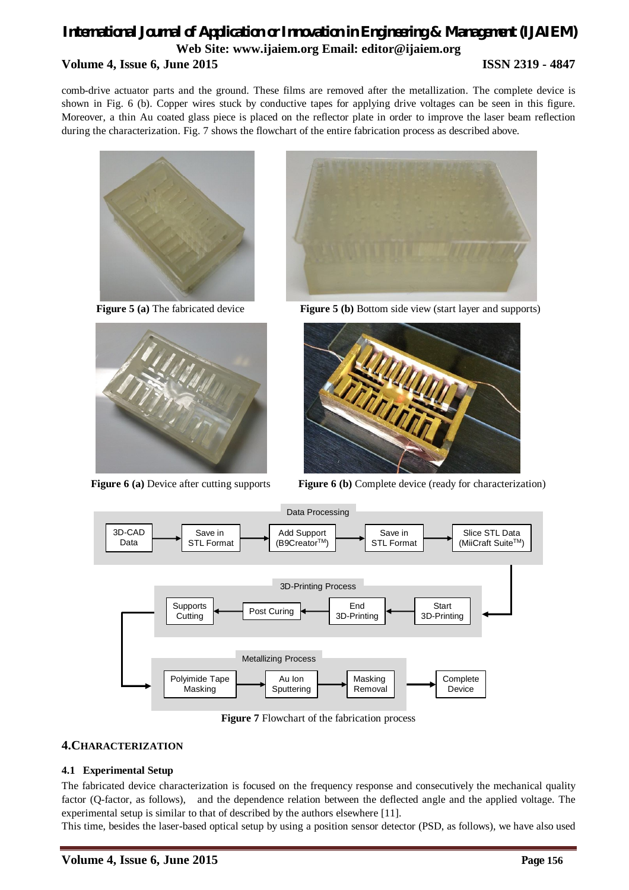comb-drive actuator parts and the ground. These films are removed after the metallization. The complete device is shown in Fig. 6 (b). Copper wires stuck by conductive tapes for applying drive voltages can be seen in this figure. Moreover, a thin Au coated glass piece is placed on the reflector plate in order to improve the laser beam reflection during the characterization. Fig. 7 shows the flowchart of the entire fabrication process as described above.

**Figure 5 (a)** The fabricated device

**Figure 5 (b)** Bottom side view (start layer and supports)

**Figure 6 (a)** Device after cutting supports

**Figure 6 (b)** Complete device (ready for characterization)

Data Processing: 3D-CAD Data → Save in STL Format → Add Support (B9Creator$^{TM}$) → Save in STL Format → Slice STL Data (MiiCraft Suite$^{TM}$)

3D-Printing Process: Start 3D-Printing → End 3D-Printing → Post Curing → Supports Cutting

Metallizing Process: Polyimide Tape Masking → Au Ion Sputtering → Masking Removal → Complete Device

**Figure 7** Flowchart of the fabrication process

## 4. CHARACTERIZATION

### 4.1 Experimental Setup

The fabricated device characterization is focused on the frequency response and consecutively the mechanical quality factor (Q-factor, as follows), and the dependence relation between the deflected angle and the applied voltage. The experimental setup is similar to that of described by the authors elsewhere [11].

This time, besides the laser-based optical setup by using a position sensor detector (PSD, as follows), we have also used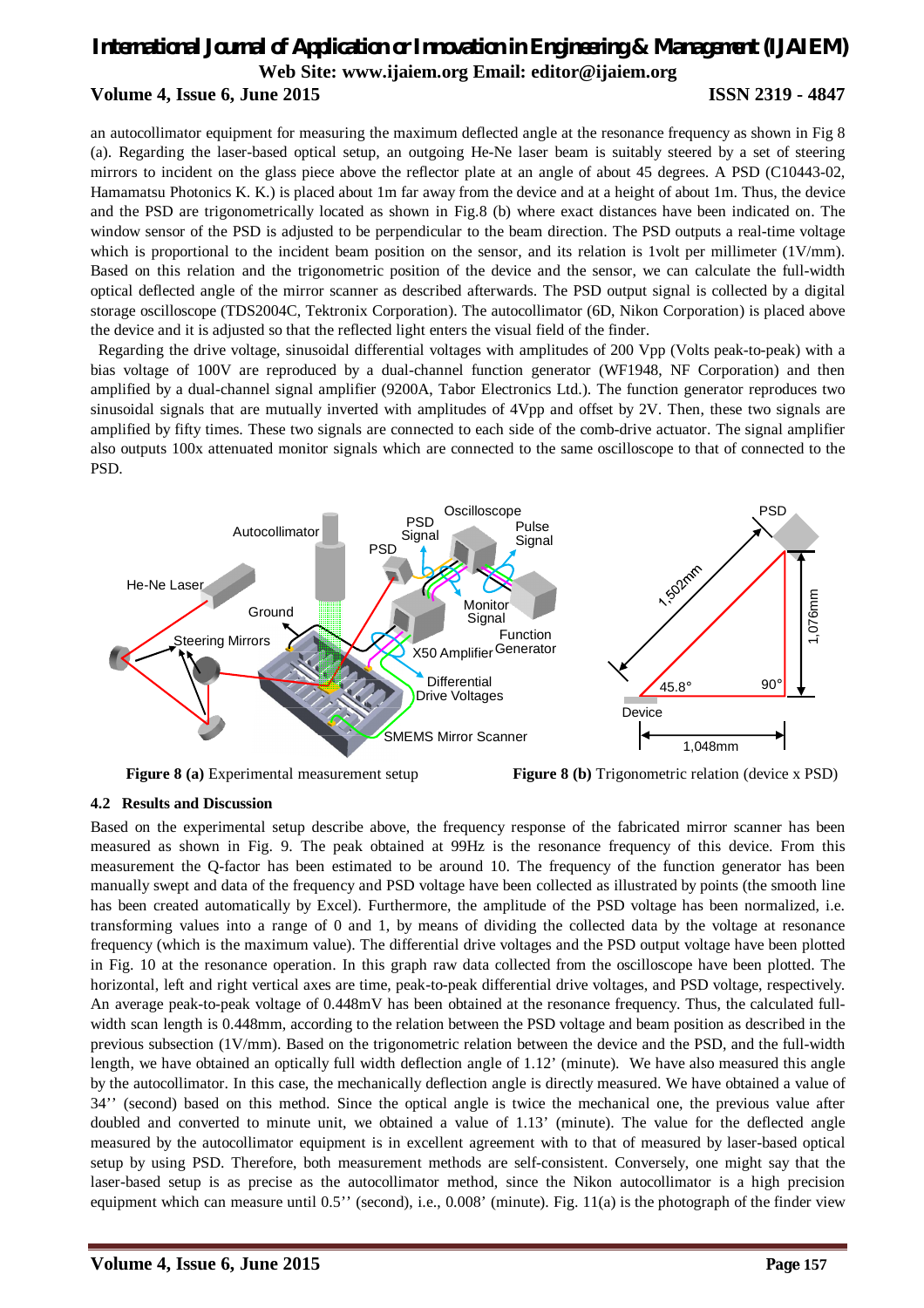an autocollimator equipment for measuring the maximum deflected angle at the resonance frequency as shown in Fig 8 (a). Regarding the laser-based optical setup, an outgoing He-Ne laser beam is suitably steered by a set of steering mirrors to incident on the glass piece above the reflector plate at an angle of about 45 degrees. A PSD (C10443-02, Hamamatsu Photonics K. K.) is placed about 1m far away from the device and at a height of about 1m. Thus, the device and the PSD are trigonometrically located as shown in Fig.8 (b) where exact distances have been indicated on. The window sensor of the PSD is adjusted to be perpendicular to the beam direction. The PSD outputs a real-time voltage which is proportional to the incident beam position on the sensor, and its relation is 1volt per millimeter (1V/mm). Based on this relation and the trigonometric position of the device and the sensor, we can calculate the full-width optical deflected angle of the mirror scanner as described afterwards. The PSD output signal is collected by a digital storage oscilloscope (TDS2004C, Tektronix Corporation). The autocollimator (6D, Nikon Corporation) is placed above the device and it is adjusted so that the reflected light enters the visual field of the finder.

Regarding the drive voltage, sinusoidal differential voltages with amplitudes of 200 Vpp (Volts peak-to-peak) with a bias voltage of 100V are reproduced by a dual-channel function generator (WF1948, NF Corporation) and then amplified by a dual-channel signal amplifier (9200A, Tabor Electronics Ltd.). The function generator reproduces two sinusoidal signals that are mutually inverted with amplitudes of 4Vpp and offset by 2V. Then, these two signals are amplified by fifty times. These two signals are connected to each side of the comb-drive actuator. The signal amplifier also outputs 100x attenuated monitor signals which are connected to the same oscilloscope to that of connected to the PSD.

**Figure 8 (a)** Experimental measurement setup

**Figure 8 (b)** Trigonometric relation (device x PSD)

### 4.2 Results and Discussion

Based on the experimental setup describe above, the frequency response of the fabricated mirror scanner has been measured as shown in Fig. 9. The peak obtained at 99Hz is the resonance frequency of this device. From this measurement the Q-factor has been estimated to be around 10. The frequency of the function generator has been manually swept and data of the frequency and PSD voltage have been collected as illustrated by points (the smooth line has been created automatically by Excel). Furthermore, the amplitude of the PSD voltage has been normalized, i.e. transforming values into a range of 0 and 1, by means of dividing the collected data by the voltage at resonance frequency (which is the maximum value). The differential drive voltages and the PSD output voltage have been plotted in Fig. 10 at the resonance operation. In this graph raw data collected from the oscilloscope have been plotted. The horizontal, left and right vertical axes are time, peak-to-peak differential drive voltages, and PSD voltage, respectively. An average peak-to-peak voltage of 0.448mV has been obtained at the resonance frequency. Thus, the calculated full-width scan length is 0.448mm, according to the relation between the PSD voltage and beam position as described in the previous subsection (1V/mm). Based on the trigonometric relation between the device and the PSD, and the full-width length, we have obtained an optically full width deflection angle of 1.12' (minute). We have also measured this angle by the autocollimator. In this case, the mechanically deflection angle is directly measured. We have obtained a value of 34'' (second) based on this method. Since the optical angle is twice the mechanical one, the previous value after doubled and converted to minute unit, we obtained a value of 1.13' (minute). The value for the deflected angle measured by the autocollimator equipment is in excellent agreement with to that of measured by laser-based optical setup by using PSD. Therefore, both measurement methods are self-consistent. Conversely, one might say that the laser-based setup is as precise as the autocollimator method, since the Nikon autocollimator is a high precision equipment which can measure until 0.5'' (second), i.e., 0.008' (minute). Fig. 11(a) is the photograph of the finder view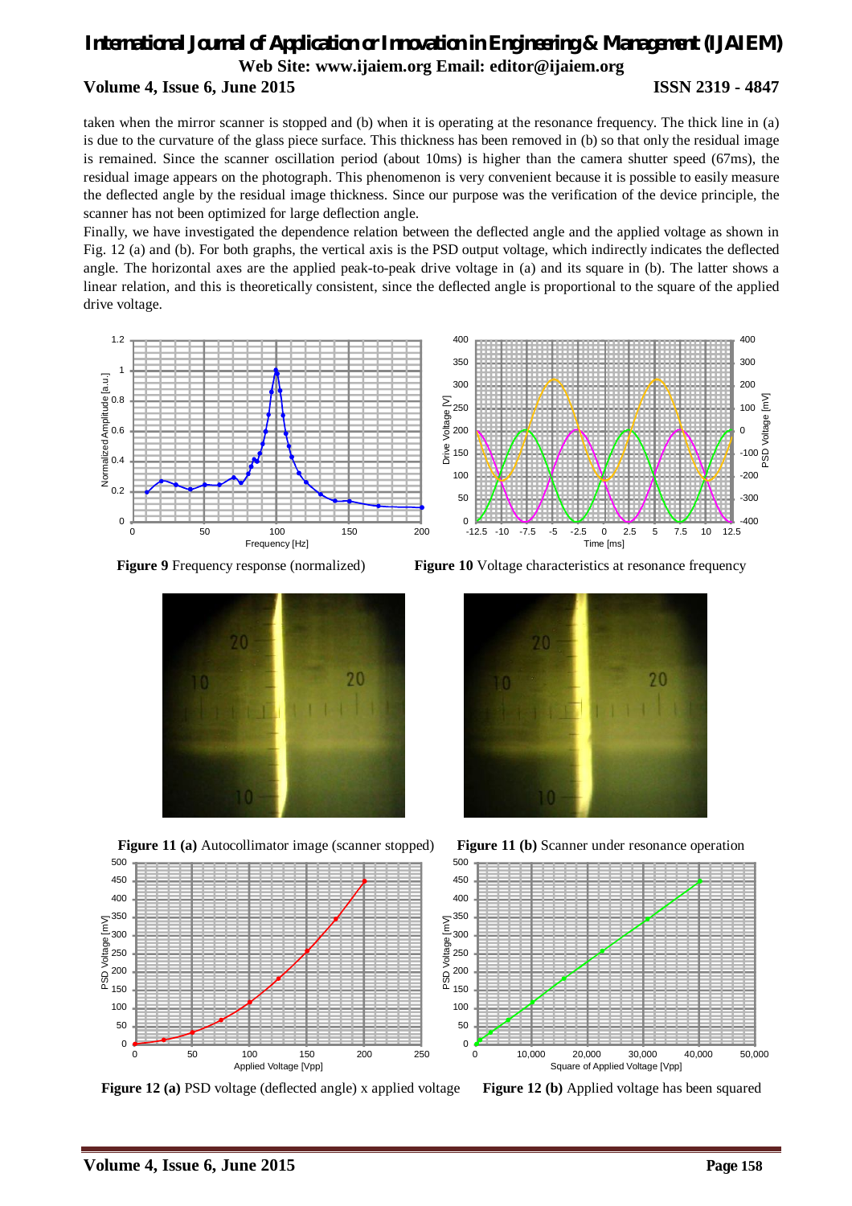taken when the mirror scanner is stopped and (b) when it is operating at the resonance frequency. The thick line in (a) is due to the curvature of the glass piece surface. This thickness has been removed in (b) so that only the residual image is remained. Since the scanner oscillation period (about 10ms) is higher than the camera shutter speed (67ms), the residual image appears on the photograph. This phenomenon is very convenient because it is possible to easily measure the deflected angle by the residual image thickness. Since our purpose was the verification of the device principle, the scanner has not been optimized for large deflection angle.

Finally, we have investigated the dependence relation between the deflected angle and the applied voltage as shown in Fig. 12 (a) and (b). For both graphs, the vertical axis is the PSD output voltage, which indirectly indicates the deflected angle. The horizontal axes are the applied peak-to-peak drive voltage in (a) and its square in (b). The latter shows a linear relation, and this is theoretically consistent, since the deflected angle is proportional to the square of the applied drive voltage.

**Figure 9** Frequency response (normalized)

**Figure 10** Voltage characteristics at resonance frequency

**Figure 11 (a)** Autocollimator image (scanner stopped)

**Figure 11 (b)** Scanner under resonance operation

**Figure 12 (a)** PSD voltage (deflected angle) x applied voltage

**Figure 12 (b)** Applied voltage has been squared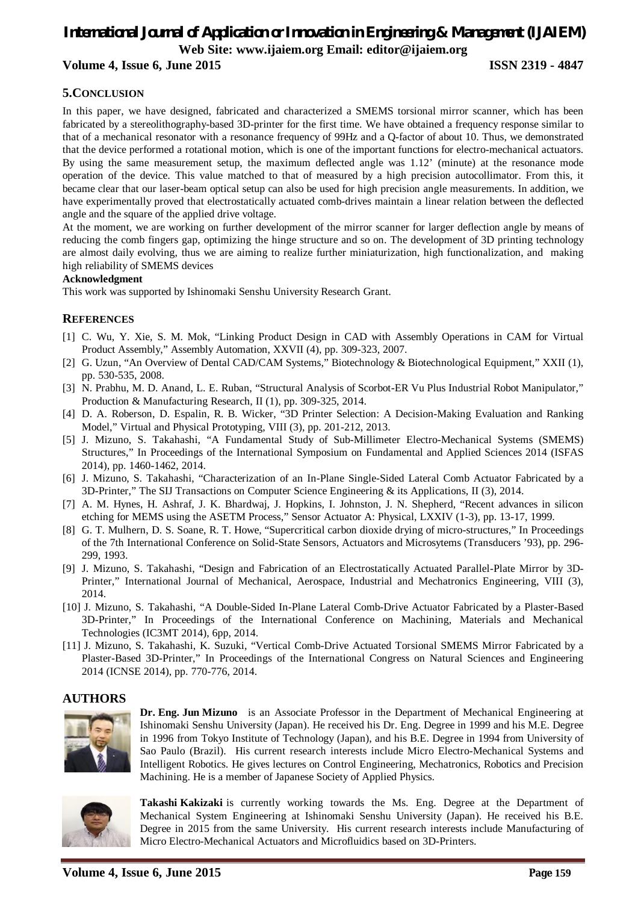## 5. CONCLUSION

In this paper, we have designed, fabricated and characterized a SMEMS torsional mirror scanner, which has been fabricated by a stereolithography-based 3D-printer for the first time. We have obtained a frequency response similar to that of a mechanical resonator with a resonance frequency of 99Hz and a Q-factor of about 10. Thus, we demonstrated that the device performed a rotational motion, which is one of the important functions for electro-mechanical actuators. By using the same measurement setup, the maximum deflected angle was 1.12' (minute) at the resonance mode operation of the device. This value matched to that of measured by a high precision autocollimator. From this, it became clear that our laser-beam optical setup can also be used for high precision angle measurements. In addition, we have experimentally proved that electrostatically actuated comb-drives maintain a linear relation between the deflected angle and the square of the applied drive voltage.

At the moment, we are working on further development of the mirror scanner for larger deflection angle by means of reducing the comb fingers gap, optimizing the hinge structure and so on. The development of 3D printing technology are almost daily evolving, thus we are aiming to realize further miniaturization, high functionalization, and making high reliability of SMEMS devices

**Acknowledgment**

This work was supported by Ishinomaki Senshu University Research Grant.

## REFERENCES

[1] C. Wu, Y. Xie, S. M. Mok, "Linking Product Design in CAD with Assembly Operations in CAM for Virtual Product Assembly," Assembly Automation, XXVII (4), pp. 309-323, 2007.

[2] G. Uzun, "An Overview of Dental CAD/CAM Systems," Biotechnology & Biotechnological Equipment," XXII (1), pp. 530-535, 2008.

[3] N. Prabhu, M. D. Anand, L. E. Ruban, "Structural Analysis of Scorbot-ER Vu Plus Industrial Robot Manipulator," Production & Manufacturing Research, II (1), pp. 309-325, 2014.

[4] D. A. Roberson, D. Espalin, R. B. Wicker, "3D Printer Selection: A Decision-Making Evaluation and Ranking Model," Virtual and Physical Prototyping, VIII (3), pp. 201-212, 2013.

[5] J. Mizuno, S. Takahashi, "A Fundamental Study of Sub-Millimeter Electro-Mechanical Systems (SMEMS) Structures," In Proceedings of the International Symposium on Fundamental and Applied Sciences 2014 (ISFAS 2014), pp. 1460-1462, 2014.

[6] J. Mizuno, S. Takahashi, "Characterization of an In-Plane Single-Sided Lateral Comb Actuator Fabricated by a 3D-Printer," The SIJ Transactions on Computer Science Engineering & its Applications, II (3), 2014.

[7] A. M. Hynes, H. Ashraf, J. K. Bhardwaj, J. Hopkins, I. Johnston, J. N. Shepherd, "Recent advances in silicon etching for MEMS using the ASETM Process," Sensor Actuator A: Physical, LXXIV (1-3), pp. 13-17, 1999.

[8] G. T. Mulhern, D. S. Soane, R. T. Howe, "Supercritical carbon dioxide drying of micro-structures," In Proceedings of the 7th International Conference on Solid-State Sensors, Actuators and Microsytems (Transducers '93), pp. 296-299, 1993.

[9] J. Mizuno, S. Takahashi, "Design and Fabrication of an Electrostatically Actuated Parallel-Plate Mirror by 3D-Printer," International Journal of Mechanical, Aerospace, Industrial and Mechatronics Engineering, VIII (3), 2014.

[10] J. Mizuno, S. Takahashi, "A Double-Sided In-Plane Lateral Comb-Drive Actuator Fabricated by a Plaster-Based 3D-Printer," In Proceedings of the International Conference on Machining, Materials and Mechanical Technologies (IC3MT 2014), 6pp, 2014.

[11] J. Mizuno, S. Takahashi, K. Suzuki, "Vertical Comb-Drive Actuated Torsional SMEMS Mirror Fabricated by a Plaster-Based 3D-Printer," In Proceedings of the International Congress on Natural Sciences and Engineering 2014 (ICNSE 2014), pp. 770-776, 2014.

## AUTHORS

**Dr. Eng. Jun Mizuno** is an Associate Professor in the Department of Mechanical Engineering at Ishinomaki Senshu University (Japan). He received his Dr. Eng. Degree in 1999 and his M.E. Degree in 1996 from Tokyo Institute of Technology (Japan), and his B.E. Degree in 1994 from University of Sao Paulo (Brazil). His current research interests include Micro Electro-Mechanical Systems and Intelligent Robotics. He gives lectures on Control Engineering, Mechatronics, Robotics and Precision Machining. He is a member of Japanese Society of Applied Physics.

**Takashi Kakizaki** is currently working towards the Ms. Eng. Degree at the Department of Mechanical System Engineering at Ishinomaki Senshu University (Japan). He received his B.E. Degree in 2015 from the same University. His current research interests include Manufacturing of Micro Electro-Mechanical Actuators and Microfluidics based on 3D-Printers.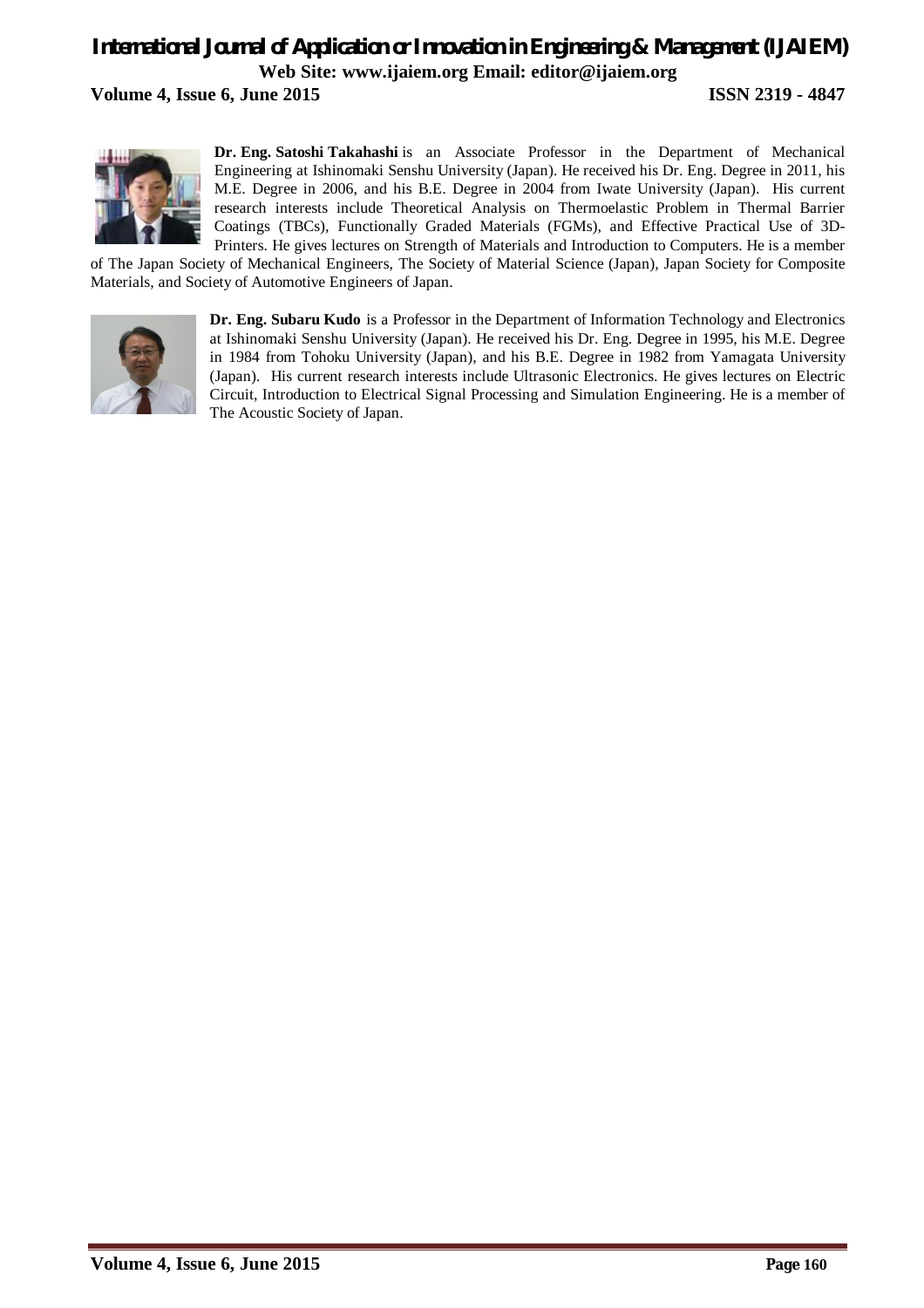**Dr. Eng. Satoshi Takahashi** is an Associate Professor in the Department of Mechanical Engineering at Ishinomaki Senshu University (Japan). He received his Dr. Eng. Degree in 2011, his M.E. Degree in 2006, and his B.E. Degree in 2004 from Iwate University (Japan). His current research interests include Theoretical Analysis on Thermoelastic Problem in Thermal Barrier Coatings (TBCs), Functionally Graded Materials (FGMs), and Effective Practical Use of 3D-Printers. He gives lectures on Strength of Materials and Introduction to Computers. He is a member of The Japan Society of Mechanical Engineers, The Society of Material Science (Japan), Japan Society for Composite Materials, and Society of Automotive Engineers of Japan.

**Dr. Eng. Subaru Kudo** is a Professor in the Department of Information Technology and Electronics at Ishinomaki Senshu University (Japan). He received his Dr. Eng. Degree in 1995, his M.E. Degree in 1984 from Tohoku University (Japan), and his B.E. Degree in 1982 from Yamagata University (Japan). His current research interests include Ultrasonic Electronics. He gives lectures on Electric Circuit, Introduction to Electrical Signal Processing and Simulation Engineering. He is a member of The Acoustic Society of Japan.